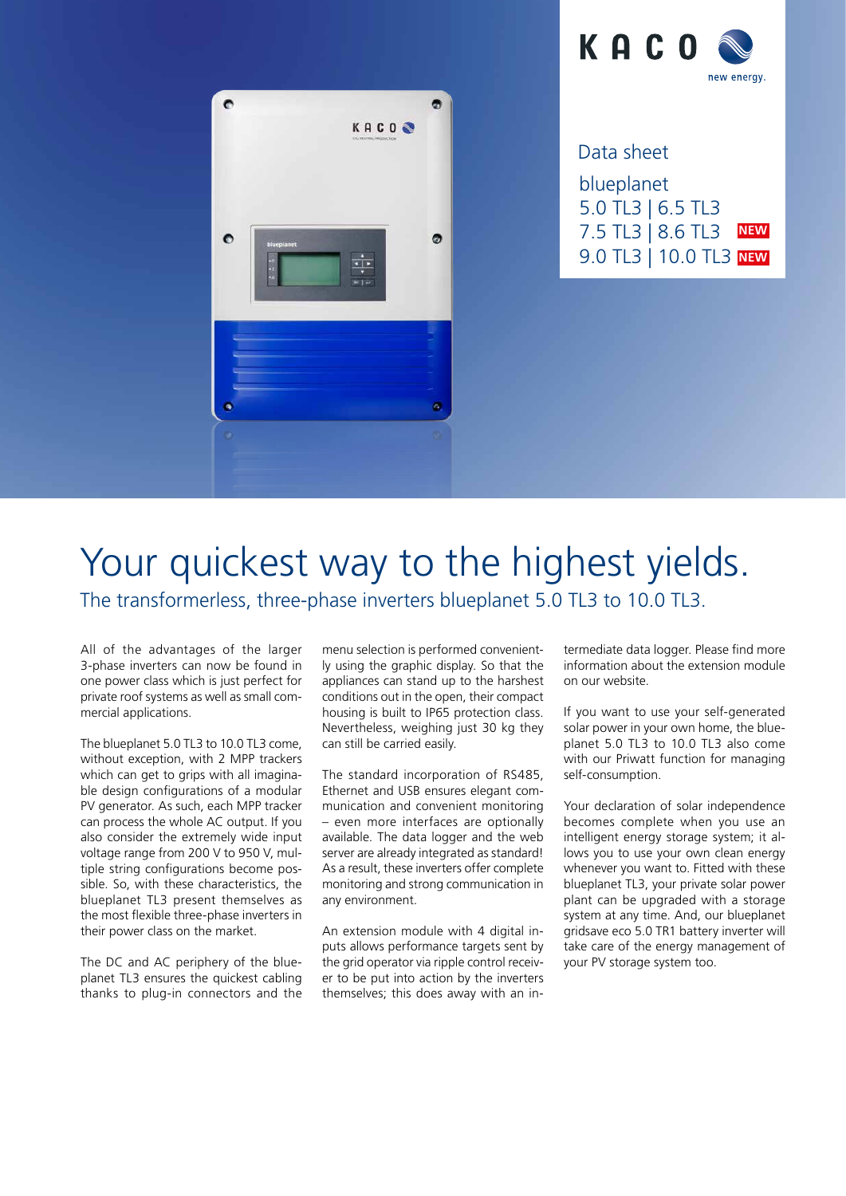KACO new energy.

Data sheet

blueplanet
5.0 TL3 | 6.5 TL3
7.5 TL3 | 8.6 TL3 NEW
9.0 TL3 | 10.0 TL3 NEW

# Your quickest way to the highest yields.

## The transformerless, three-phase inverters blueplanet 5.0 TL3 to 10.0 TL3.

All of the advantages of the larger 3-phase inverters can now be found in one power class which is just perfect for private roof systems as well as small commercial applications.

The blueplanet 5.0 TL3 to 10.0 TL3 come, without exception, with 2 MPP trackers which can get to grips with all imaginable design configurations of a modular PV generator. As such, each MPP tracker can process the whole AC output. If you also consider the extremely wide input voltage range from 200 V to 950 V, multiple string configurations become possible. So, with these characteristics, the blueplanet TL3 present themselves as the most flexible three-phase inverters in their power class on the market.

The DC and AC periphery of the blueplanet TL3 ensures the quickest cabling thanks to plug-in connectors and the menu selection is performed conveniently using the graphic display. So that the appliances can stand up to the harshest conditions out in the open, their compact housing is built to IP65 protection class. Nevertheless, weighing just 30 kg they can still be carried easily.

The standard incorporation of RS485, Ethernet and USB ensures elegant communication and convenient monitoring – even more interfaces are optionally available. The data logger and the web server are already integrated as standard! As a result, these inverters offer complete monitoring and strong communication in any environment.

An extension module with 4 digital inputs allows performance targets sent by the grid operator via ripple control receiver to be put into action by the inverters themselves; this does away with an intermediate data logger. Please find more information about the extension module on our website.

If you want to use your self-generated solar power in your own home, the blueplanet 5.0 TL3 to 10.0 TL3 also come with our Priwatt function for managing self-consumption.

Your declaration of solar independence becomes complete when you use an intelligent energy storage system; it allows you to use your own clean energy whenever you want to. Fitted with these blueplanet TL3, your private solar power plant can be upgraded with a storage system at any time. And, our blueplanet gridsave eco 5.0 TR1 battery inverter will take care of the energy management of your PV storage system too.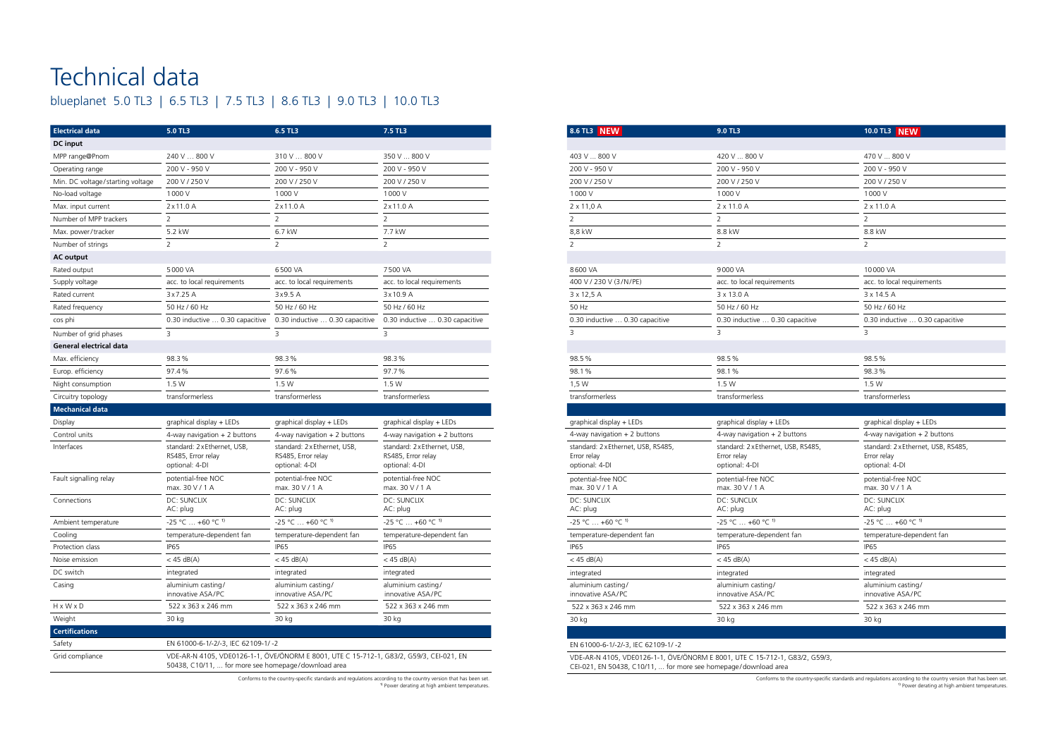# Technical data

## blueplanet 5.0 TL3 | 6.5 TL3 | 7.5 TL3 | 8.6 TL3 | 9.0 TL3 | 10.0 TL3

| Electrical data | 5.0 TL3 | 6.5 TL3 | 7.5 TL3 | 8.6 TL3 NEW | 9.0 TL3 | 10.0 TL3 NEW |
|---|---|---|---|---|---|---|
| **DC input** | | | | | | |
| MPP range@Pnom | 240 V … 800 V | 310 V … 800 V | 350 V … 800 V | 403 V … 800 V | 420 V … 800 V | 470 V … 800 V |
| Operating range | 200 V - 950 V | 200 V - 950 V | 200 V - 950 V | 200 V - 950 V | 200 V - 950 V | 200 V - 950 V |
| Min. DC voltage/starting voltage | 200 V / 250 V | 200 V / 250 V | 200 V / 250 V | 200 V / 250 V | 200 V / 250 V | 200 V / 250 V |
| No-load voltage | 1000 V | 1000 V | 1000 V | 1000 V | 1000 V | 1000 V |
| Max. input current | 2 x 11.0 A | 2 x 11.0 A | 2 x 11.0 A | 2 x 11,0 A | 2 x 11.0 A | 2 x 11.0 A |
| Number of MPP trackers | 2 | 2 | 2 | 2 | 2 | 2 |
| Max. power/tracker | 5.2 kW | 6.7 kW | 7.7 kW | 8,8 kW | 8.8 kW | 8.8 kW |
| Number of strings | 2 | 2 | 2 | 2 | 2 | 2 |
| **AC output** | | | | | | |
| Rated output | 5000 VA | 6500 VA | 7500 VA | 8600 VA | 9000 VA | 10000 VA |
| Supply voltage | acc. to local requirements | acc. to local requirements | acc. to local requirements | 400 V / 230 V (3/N/PE) | acc. to local requirements | acc. to local requirements |
| Rated current | 3 x 7.25 A | 3 x 9.5 A | 3 x 10.9 A | 3 x 12,5 A | 3 x 13.0 A | 3 x 14.5 A |
| Rated frequency | 50 Hz / 60 Hz | 50 Hz / 60 Hz | 50 Hz / 60 Hz | 50 Hz | 50 Hz / 60 Hz | 50 Hz / 60 Hz |
| cos phi | 0.30 inductive … 0.30 capacitive | 0.30 inductive … 0.30 capacitive | 0.30 inductive … 0.30 capacitive | 0.30 inductive … 0.30 capacitive | 0.30 inductive … 0.30 capacitive | 0.30 inductive … 0.30 capacitive |
| Number of grid phases | 3 | 3 | 3 | 3 | 3 | 3 |
| **General electrical data** | | | | | | |
| Max. efficiency | 98.3 % | 98.3 % | 98.3 % | 98.5 % | 98.5 % | 98.5 % |
| Europ. efficiency | 97.4 % | 97.6 % | 97.7 % | 98.1 % | 98.1 % | 98.3 % |
| Night consumption | 1.5 W | 1.5 W | 1.5 W | 1,5 W | 1.5 W | 1.5 W |
| Circuitry topology | transformerless | transformerless | transformerless | transformerless | transformerless | transformerless |
| **Mechanical data** | | | | | | |
| Display | graphical display + LEDs | graphical display + LEDs | graphical display + LEDs | graphical display + LEDs | graphical display + LEDs | graphical display + LEDs |
| Control units | 4-way navigation + 2 buttons | 4-way navigation + 2 buttons | 4-way navigation + 2 buttons | 4-way navigation + 2 buttons | 4-way navigation + 2 buttons | 4-way navigation + 2 buttons |
| Interfaces | standard: 2 x Ethernet, USB, RS485, Error relay optional: 4-DI | standard: 2 x Ethernet, USB, RS485, Error relay optional: 4-DI | standard: 2 x Ethernet, USB, RS485, Error relay optional: 4-DI | standard: 2 x Ethernet, USB, RS485, Error relay optional: 4-DI | standard: 2 x Ethernet, USB, RS485, Error relay optional: 4-DI | standard: 2 x Ethernet, USB, RS485, Error relay optional: 4-DI |
| Fault signalling relay | potential-free NOC max. 30 V / 1 A | potential-free NOC max. 30 V / 1 A | potential-free NOC max. 30 V / 1 A | potential-free NOC max. 30 V / 1 A | potential-free NOC max. 30 V / 1 A | potential-free NOC max. 30 V / 1 A |
| Connections | DC: SUNCLIX AC: plug | DC: SUNCLIX AC: plug | DC: SUNCLIX AC: plug | DC: SUNCLIX AC: plug | DC: SUNCLIX AC: plug | DC: SUNCLIX AC: plug |
| Ambient temperature | -25 °C … +60 °C [1] | -25 °C … +60 °C [1] | -25 °C … +60 °C [1] | -25 °C … +60 °C [1] | -25 °C … +60 °C [1] | -25 °C … +60 °C [1] |
| Cooling | temperature-dependent fan | temperature-dependent fan | temperature-dependent fan | temperature-dependent fan | temperature-dependent fan | temperature-dependent fan |
| Protection class | IP65 | IP65 | IP65 | IP65 | IP65 | IP65 |
| Noise emission | < 45 dB(A) | < 45 dB(A) | < 45 dB(A) | < 45 dB(A) | < 45 dB(A) | < 45 dB(A) |
| DC switch | integrated | integrated | integrated | integrated | integrated | integrated |
| Casing | aluminium casting/ innovative ASA/PC | aluminium casting/ innovative ASA/PC | aluminium casting/ innovative ASA/PC | aluminium casting/ innovative ASA/PC | aluminium casting/ innovative ASA/PC | aluminium casting/ innovative ASA/PC |
| H x W x D | 522 x 363 x 246 mm | 522 x 363 x 246 mm | 522 x 363 x 246 mm | 522 x 363 x 246 mm | 522 x 363 x 246 mm | 522 x 363 x 246 mm |
| Weight | 30 kg | 30 kg | 30 kg | 30 kg | 30 kg | 30 kg |
| **Certifications** | | | | | | |
| Safety | EN 61000-6-1/-2/-3, IEC 62109-1/-2 | | | | | |
| Grid compliance | VDE-AR-N 4105, VDE0126-1-1, ÖVE/ÖNORM E 8001, UTE C 15-712-1, G83/2, G59/3, CEI-021, EN 50438, C10/11, ... for more see homepage/download area | | | | | |

Conforms to the country-specific standards and regulations according to the country version that has been set.

[1] Power derating at high ambient temperatures.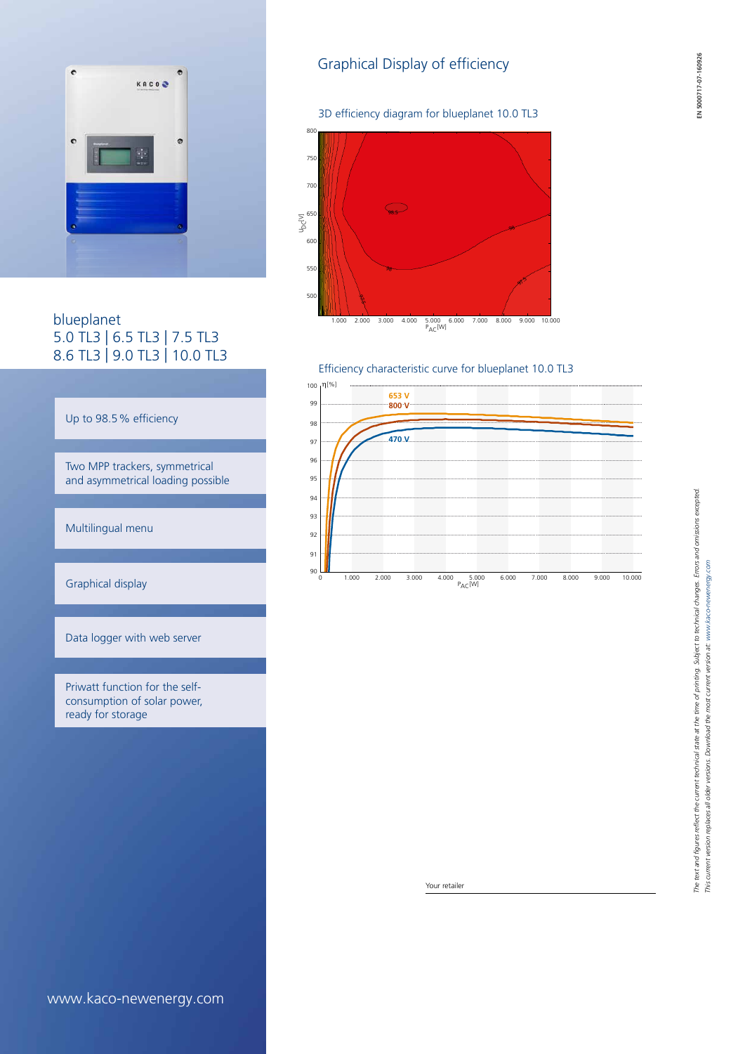blueplanet
5.0 TL3 | 6.5 TL3 | 7.5 TL3
8.6 TL3 | 9.0 TL3 | 10.0 TL3

- Up to 98.5 % efficiency
- Two MPP trackers, symmetrical and asymmetrical loading possible
- Multilingual menu
- Graphical display
- Data logger with web server
- Priwatt function for the self-consumption of solar power, ready for storage

www.kaco-newenergy.com

# Graphical Display of efficiency

## 3D efficiency diagram for blueplanet 10.0 TL3

$U_{DC}$[V]
800
750
700
650
600
550
500

98.5
98
98
97.5
97.5

1.000 2.000 3.000 4.000 5.000 6.000 7.000 8.000 9.000 10.000
$P_{AC}$[W]

## Efficiency characteristic curve for blueplanet 10.0 TL3

η[%]
100
99
98
97
96
95
94
93
92
91
90

653 V
800 V
470 V

0 1.000 2.000 3.000 4.000 5.000 6.000 7.000 8.000 9.000 10.000
$P_{AC}$[W]

Your retailer

EN 5000717-07-160926

*The text and figures reflect the current technical state at the time of printing. Subject to technical changes. Errors and omissions excepted.*
*This current version replaces all older versions. Download the most current version at: www.kaco-newenergy.com*